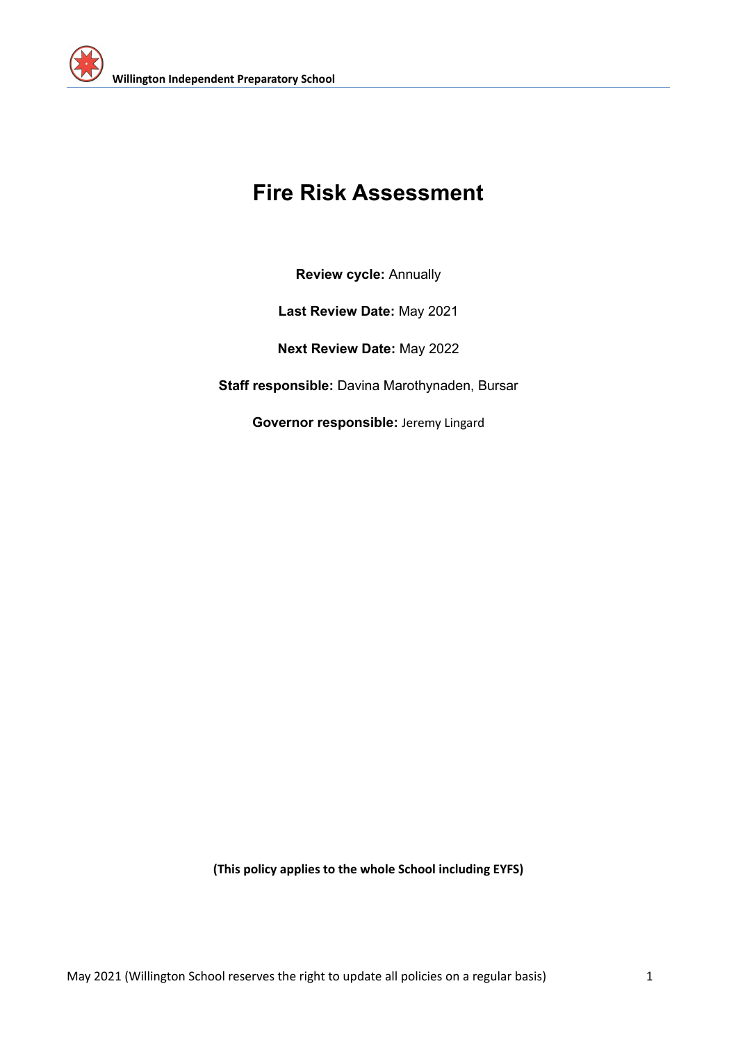# Fire Risk Assessment

**Review cycle:** Annually

**Last Review Date:** May 2021

**Next Review Date:** May 2022

**Staff responsible:** Davina Marothynaden, Bursar

**Governor responsible:** Jeremy Lingard

**(This policy applies to the whole School including EYFS)**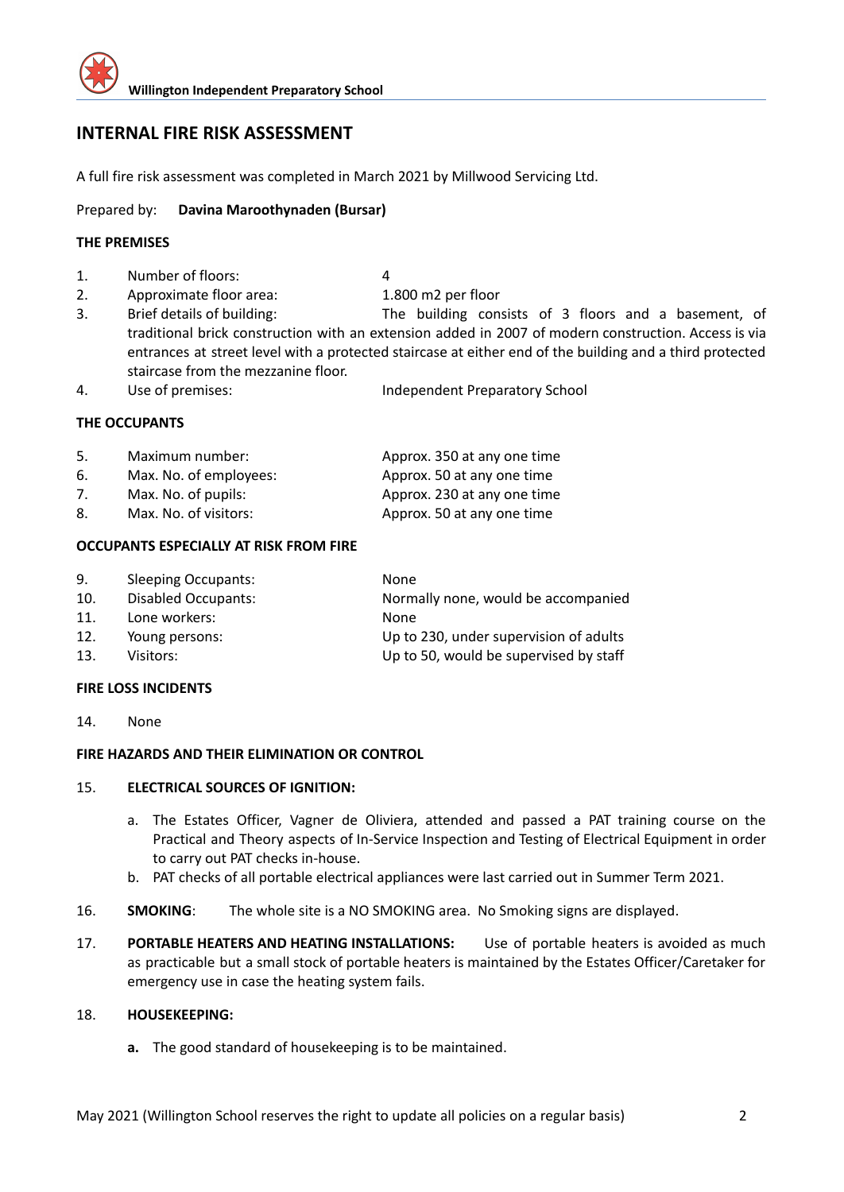## INTERNAL FIRE RISK ASSESSMENT

A full fire risk assessment was completed in March 2021 by Millwood Servicing Ltd.

Prepared by: **Davina Maroothynaden (Bursar)**

### THE PREMISES

1. Number of floors: 4
2. Approximate floor area: 1.800 m2 per floor
3. Brief details of building: The building consists of 3 floors and a basement, of traditional brick construction with an extension added in 2007 of modern construction. Access is via entrances at street level with a protected staircase at either end of the building and a third protected staircase from the mezzanine floor.
4. Use of premises: Independent Preparatory School

### THE OCCUPANTS

5. Maximum number: Approx. 350 at any one time
6. Max. No. of employees: Approx. 50 at any one time
7. Max. No. of pupils: Approx. 230 at any one time
8. Max. No. of visitors: Approx. 50 at any one time

### OCCUPANTS ESPECIALLY AT RISK FROM FIRE

9. Sleeping Occupants: None
10. Disabled Occupants: Normally none, would be accompanied
11. Lone workers: None
12. Young persons: Up to 230, under supervision of adults
13. Visitors: Up to 50, would be supervised by staff

### FIRE LOSS INCIDENTS

14. None

### FIRE HAZARDS AND THEIR ELIMINATION OR CONTROL

15. **ELECTRICAL SOURCES OF IGNITION:**

    a. The Estates Officer, Vagner de Oliviera, attended and passed a PAT training course on the Practical and Theory aspects of In-Service Inspection and Testing of Electrical Equipment in order to carry out PAT checks in-house.

    b. PAT checks of all portable electrical appliances were last carried out in Summer Term 2021.

16. **SMOKING**: The whole site is a NO SMOKING area. No Smoking signs are displayed.

17. **PORTABLE HEATERS AND HEATING INSTALLATIONS:** Use of portable heaters is avoided as much as practicable but a small stock of portable heaters is maintained by the Estates Officer/Caretaker for emergency use in case the heating system fails.

18. **HOUSEKEEPING:**

    **a.** The good standard of housekeeping is to be maintained.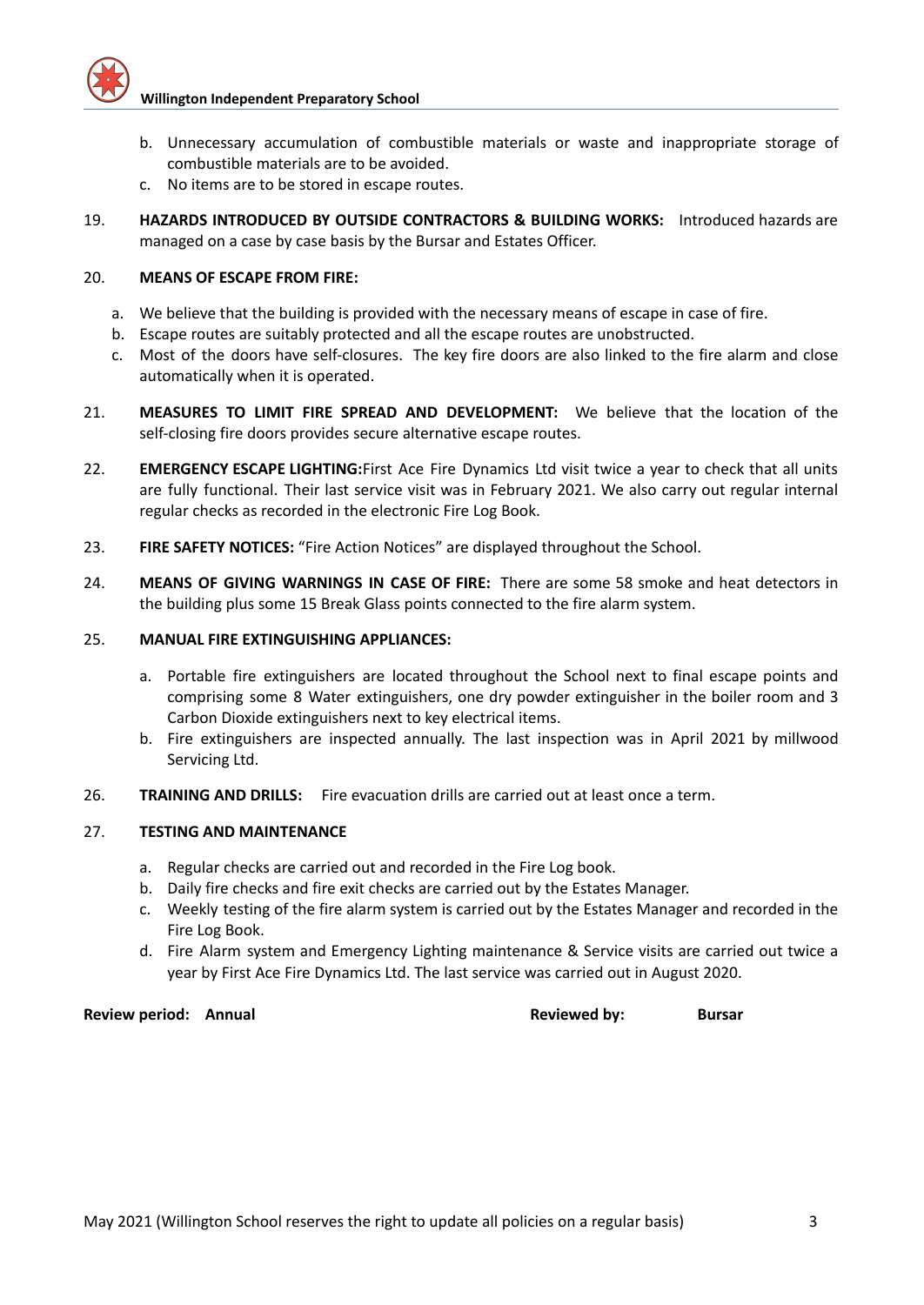b. Unnecessary accumulation of combustible materials or waste and inappropriate storage of combustible materials are to be avoided.
c. No items are to be stored in escape routes.

19. **HAZARDS INTRODUCED BY OUTSIDE CONTRACTORS & BUILDING WORKS:** Introduced hazards are managed on a case by case basis by the Bursar and Estates Officer.

20. **MEANS OF ESCAPE FROM FIRE:**

a. We believe that the building is provided with the necessary means of escape in case of fire.
b. Escape routes are suitably protected and all the escape routes are unobstructed.
c. Most of the doors have self-closures. The key fire doors are also linked to the fire alarm and close automatically when it is operated.

21. **MEASURES TO LIMIT FIRE SPREAD AND DEVELOPMENT:** We believe that the location of the self-closing fire doors provides secure alternative escape routes.

22. **EMERGENCY ESCAPE LIGHTING:**First Ace Fire Dynamics Ltd visit twice a year to check that all units are fully functional. Their last service visit was in February 2021. We also carry out regular internal regular checks as recorded in the electronic Fire Log Book.

23. **FIRE SAFETY NOTICES:** "Fire Action Notices" are displayed throughout the School.

24. **MEANS OF GIVING WARNINGS IN CASE OF FIRE:** There are some 58 smoke and heat detectors in the building plus some 15 Break Glass points connected to the fire alarm system.

25. **MANUAL FIRE EXTINGUISHING APPLIANCES:**

a. Portable fire extinguishers are located throughout the School next to final escape points and comprising some 8 Water extinguishers, one dry powder extinguisher in the boiler room and 3 Carbon Dioxide extinguishers next to key electrical items.
b. Fire extinguishers are inspected annually. The last inspection was in April 2021 by millwood Servicing Ltd.

26. **TRAINING AND DRILLS:** Fire evacuation drills are carried out at least once a term.

27. **TESTING AND MAINTENANCE**

a. Regular checks are carried out and recorded in the Fire Log book.
b. Daily fire checks and fire exit checks are carried out by the Estates Manager.
c. Weekly testing of the fire alarm system is carried out by the Estates Manager and recorded in the Fire Log Book.
d. Fire Alarm system and Emergency Lighting maintenance & Service visits are carried out twice a year by First Ace Fire Dynamics Ltd. The last service was carried out in August 2020.

**Review period: Annual** **Reviewed by: Bursar**

May 2021 (Willington School reserves the right to update all policies on a regular basis)